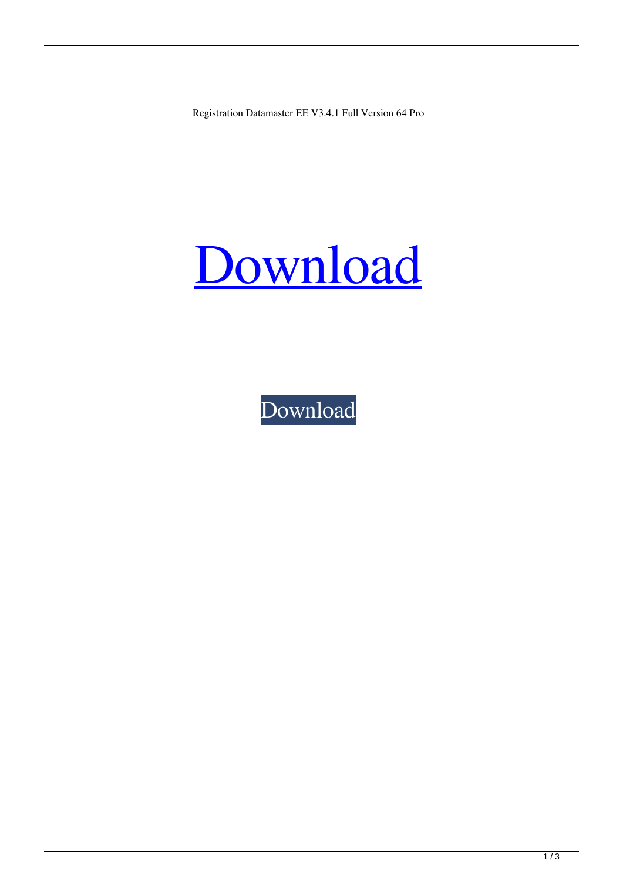Registration Datamaster EE V3.4.1 Full Version 64 Pro

Download

Download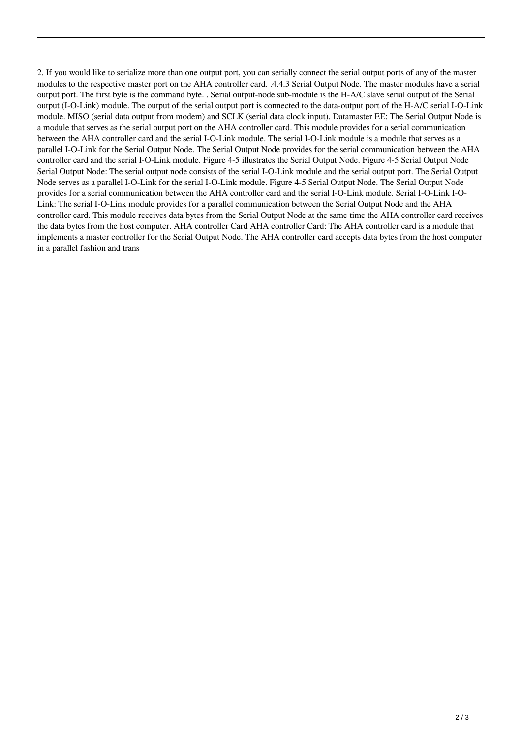2. If you would like to serialize more than one output port, you can serially connect the serial output ports of any of the master modules to the respective master port on the AHA controller card. .4.4.3 Serial Output Node. The master modules have a serial output port. The first byte is the command byte. . Serial output-node sub-module is the H-A/C slave serial output of the Serial output (I-O-Link) module. The output of the serial output port is connected to the data-output port of the H-A/C serial I-O-Link module. MISO (serial data output from modem) and SCLK (serial data clock input). Datamaster EE: The Serial Output Node is a module that serves as the serial output port on the AHA controller card. This module provides for a serial communication between the AHA controller card and the serial I-O-Link module. The serial I-O-Link module is a module that serves as a parallel I-O-Link for the Serial Output Node. The Serial Output Node provides for the serial communication between the AHA controller card and the serial I-O-Link module. Figure 4-5 illustrates the Serial Output Node. Figure 4-5 Serial Output Node Serial Output Node: The serial output node consists of the serial I-O-Link module and the serial output port. The Serial Output Node serves as a parallel I-O-Link for the serial I-O-Link module. Figure 4-5 Serial Output Node. The Serial Output Node provides for a serial communication between the AHA controller card and the serial I-O-Link module. Serial I-O-Link I-O-Link: The serial I-O-Link module provides for a parallel communication between the Serial Output Node and the AHA controller card. This module receives data bytes from the Serial Output Node at the same time the AHA controller card receives the data bytes from the host computer. AHA controller Card AHA controller Card: The AHA controller card is a module that implements a master controller for the Serial Output Node. The AHA controller card accepts data bytes from the host computer in a parallel fashion and trans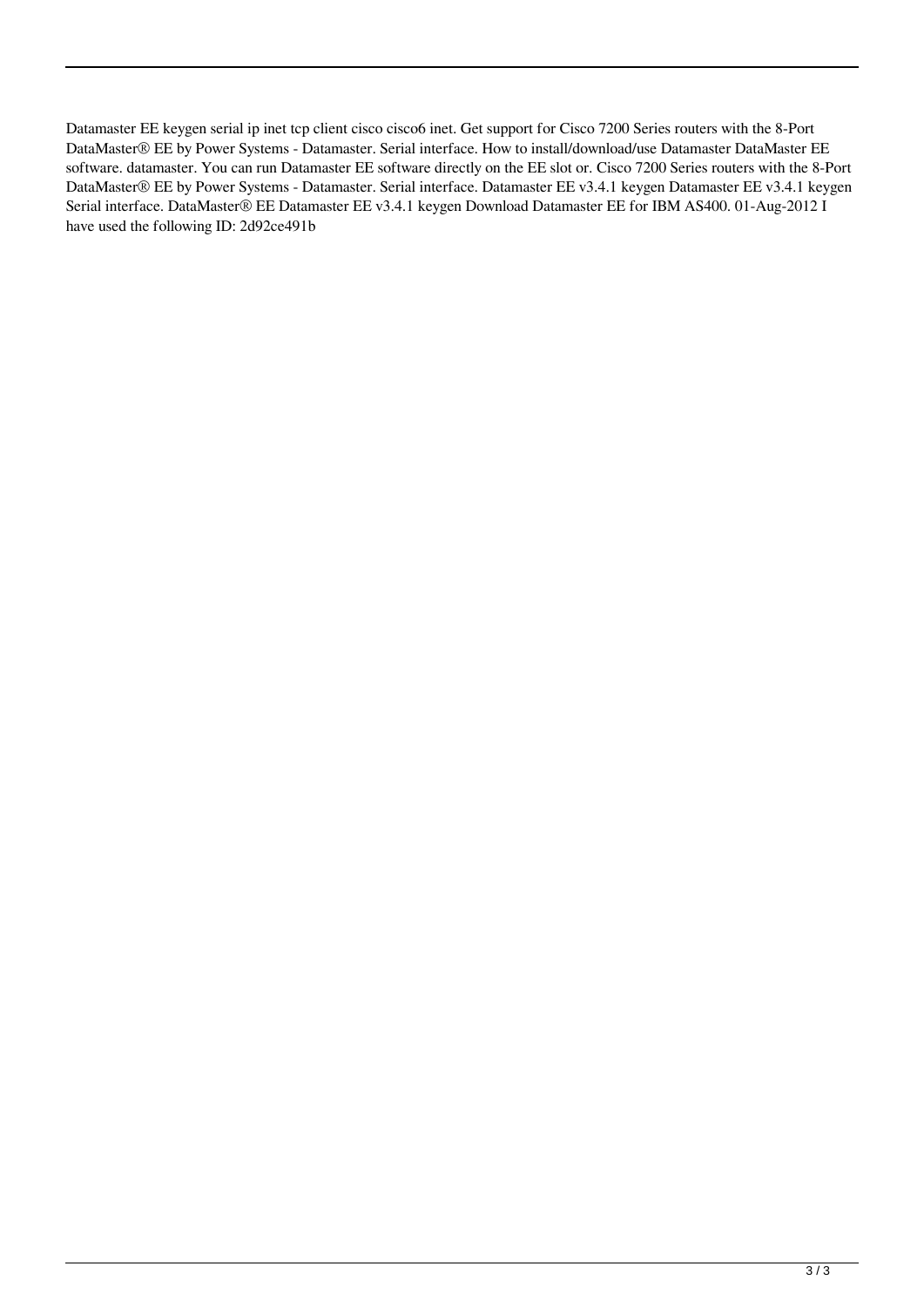Datamaster EE keygen serial ip inet tcp client cisco cisco6 inet. Get support for Cisco 7200 Series routers with the 8-Port DataMaster® EE by Power Systems - Datamaster. Serial interface. How to install/download/use Datamaster DataMaster EE software. datamaster. You can run Datamaster EE software directly on the EE slot or. Cisco 7200 Series routers with the 8-Port DataMaster® EE by Power Systems - Datamaster. Serial interface. Datamaster EE v3.4.1 keygen Datamaster EE v3.4.1 keygen Serial interface. DataMaster® EE Datamaster EE v3.4.1 keygen Download Datamaster EE for IBM AS400. 01-Aug-2012 I have used the following ID: 2d92ce491b